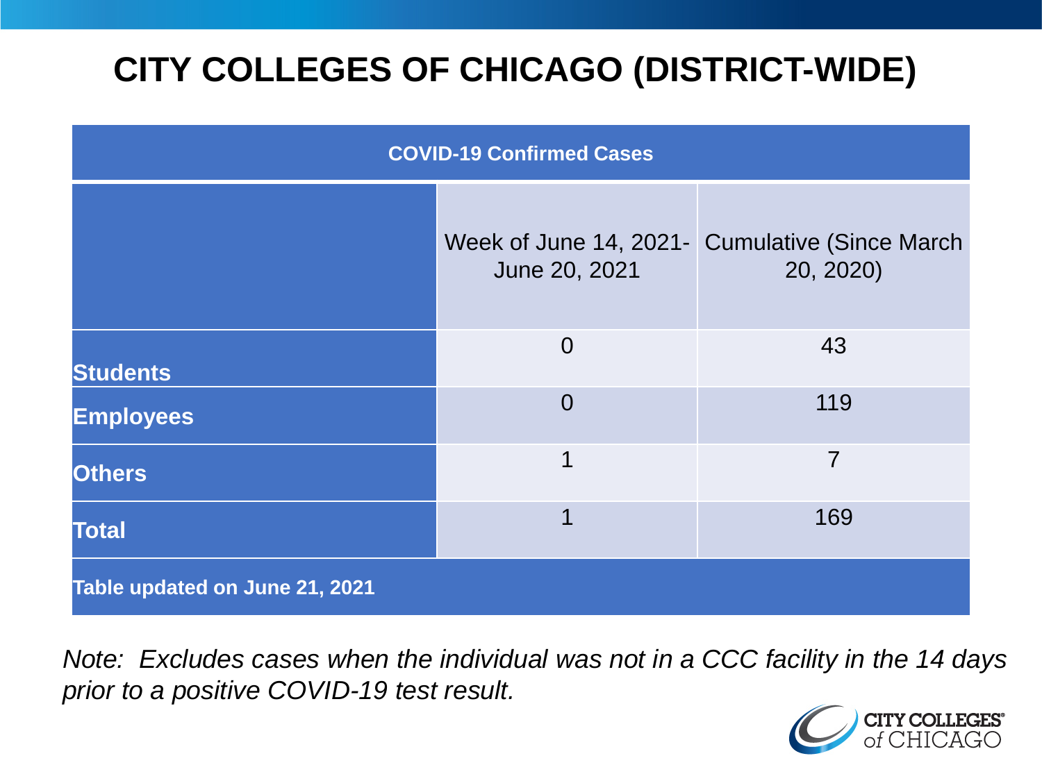# CITY COLLEGES OF CHICAGO (DISTRICT-WIDE)

| COVID-19 Confirmed Cases | | |
|---|---|---|
| | Week of June 14, 2021- June 20, 2021 | Cumulative (Since March 20, 2020) |
| **Students** | 0 | 43 |
| **Employees** | 0 | 119 |
| **Others** | 1 | 7 |
| **Total** | 1 | 169 |
| **Table updated on June 21, 2021** | | |

*Note: Excludes cases when the individual was not in a CCC facility in the 14 days prior to a positive COVID-19 test result.*

CITY COLLEGES of CHICAGO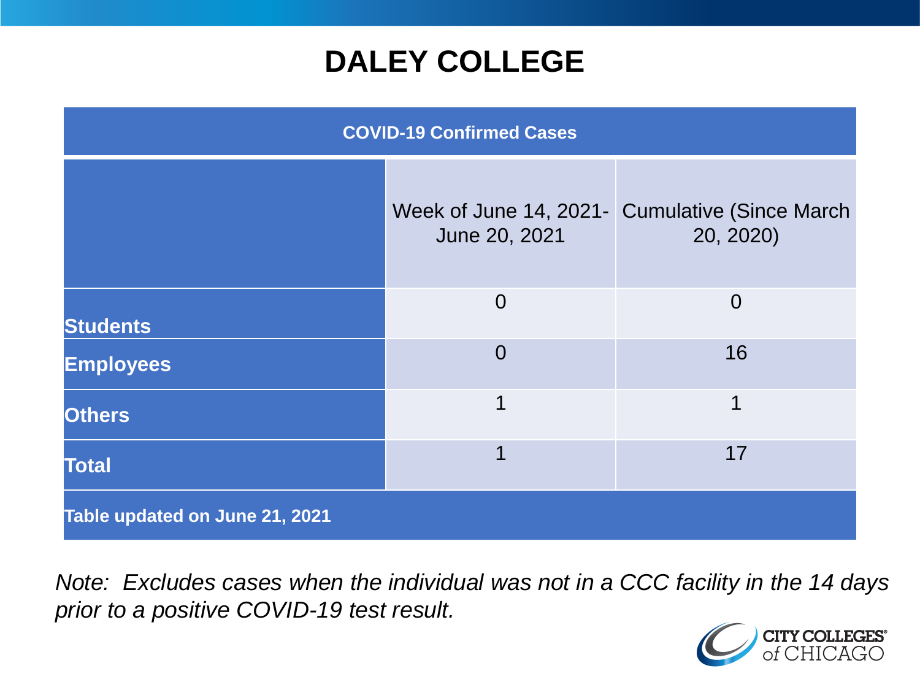# DALEY COLLEGE

| COVID-19 Confirmed Cases | | |
|---|---|---|
| | Week of June 14, 2021- June 20, 2021 | Cumulative (Since March 20, 2020) |
| **Students** | 0 | 0 |
| **Employees** | 0 | 16 |
| **Others** | 1 | 1 |
| **Total** | 1 | 17 |
| **Table updated on June 21, 2021** | | |

*Note: Excludes cases when the individual was not in a CCC facility in the 14 days prior to a positive COVID-19 test result.*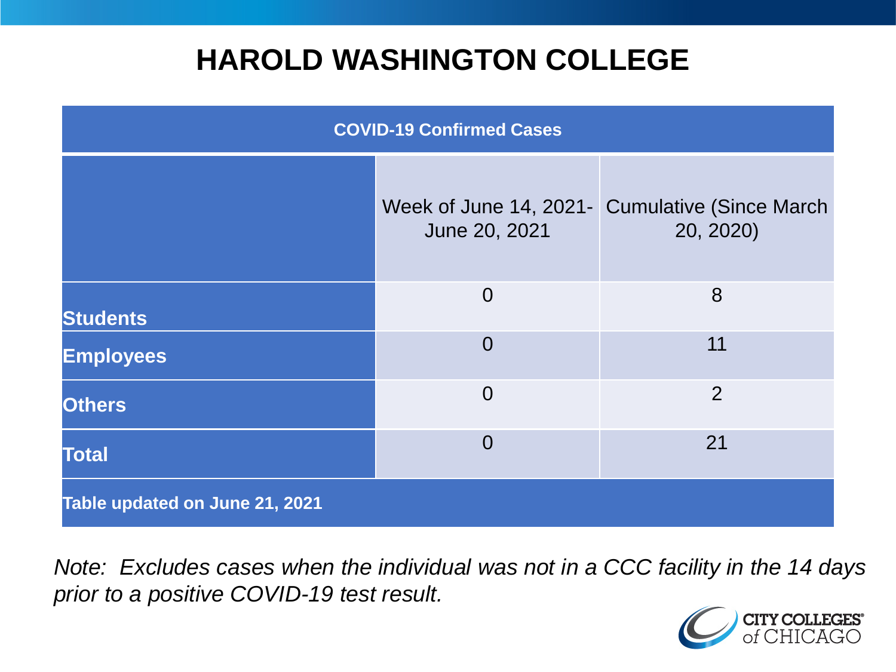# HAROLD WASHINGTON COLLEGE

| COVID-19 Confirmed Cases | | |
|---|---|---|
| | Week of June 14, 2021-June 20, 2021 | Cumulative (Since March 20, 2020) |
| **Students** | 0 | 8 |
| **Employees** | 0 | 11 |
| **Others** | 0 | 2 |
| **Total** | 0 | 21 |
| **Table updated on June 21, 2021** | | |

*Note: Excludes cases when the individual was not in a CCC facility in the 14 days prior to a positive COVID-19 test result.*

CITY COLLEGES of CHICAGO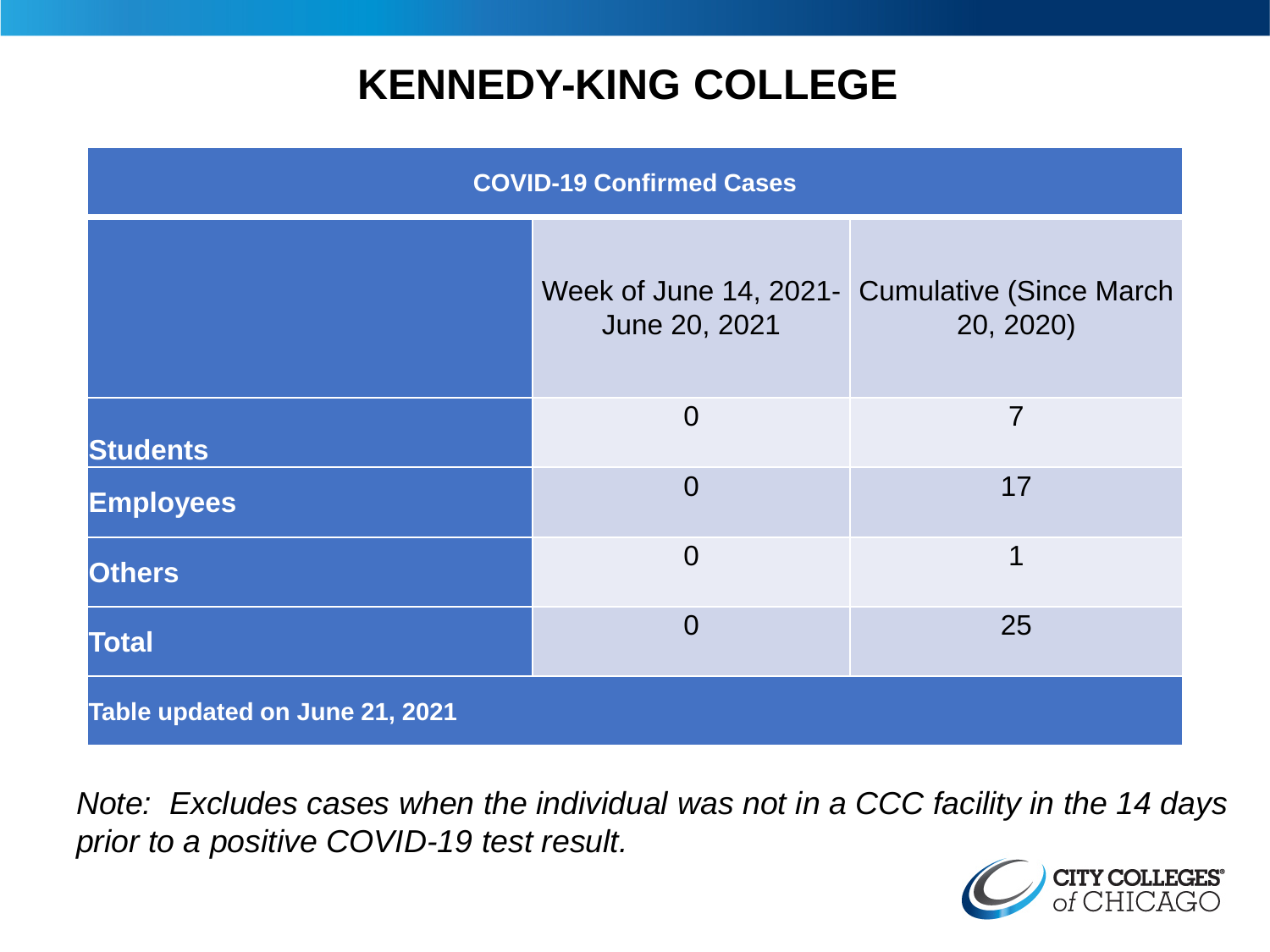# KENNEDY-KING COLLEGE

| COVID-19 Confirmed Cases | | |
|---|---|---|
| | Week of June 14, 2021- June 20, 2021 | Cumulative (Since March 20, 2020) |
| **Students** | 0 | 7 |
| **Employees** | 0 | 17 |
| **Others** | 0 | 1 |
| **Total** | 0 | 25 |
| **Table updated on June 21, 2021** | | |

*Note: Excludes cases when the individual was not in a CCC facility in the 14 days prior to a positive COVID-19 test result.*

CITY COLLEGES of CHICAGO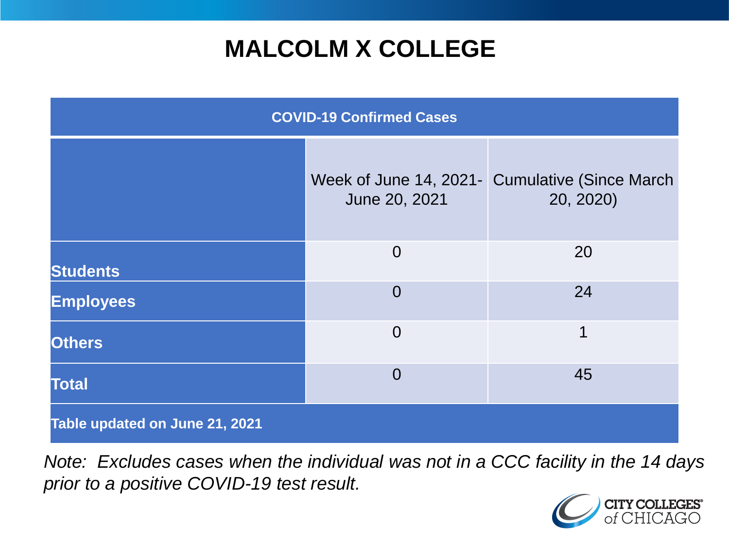# MALCOLM X COLLEGE

| COVID-19 Confirmed Cases | | |
|---|---|---|
| | Week of June 14, 2021- June 20, 2021 | Cumulative (Since March 20, 2020) |
| **Students** | 0 | 20 |
| **Employees** | 0 | 24 |
| **Others** | 0 | 1 |
| **Total** | 0 | 45 |
| **Table updated on June 21, 2021** | | |

*Note: Excludes cases when the individual was not in a CCC facility in the 14 days prior to a positive COVID-19 test result.*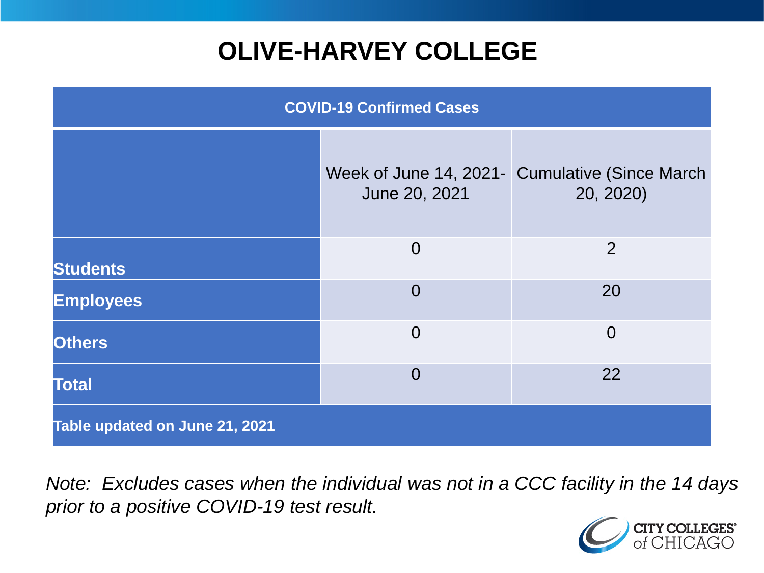# OLIVE-HARVEY COLLEGE

| COVID-19 Confirmed Cases | | |
|---|---|---|
| | Week of June 14, 2021- June 20, 2021 | Cumulative (Since March 20, 2020) |
| **Students** | 0 | 2 |
| **Employees** | 0 | 20 |
| **Others** | 0 | 0 |
| **Total** | 0 | 22 |
| **Table updated on June 21, 2021** | | |

*Note: Excludes cases when the individual was not in a CCC facility in the 14 days prior to a positive COVID-19 test result.*

CITY COLLEGES of CHICAGO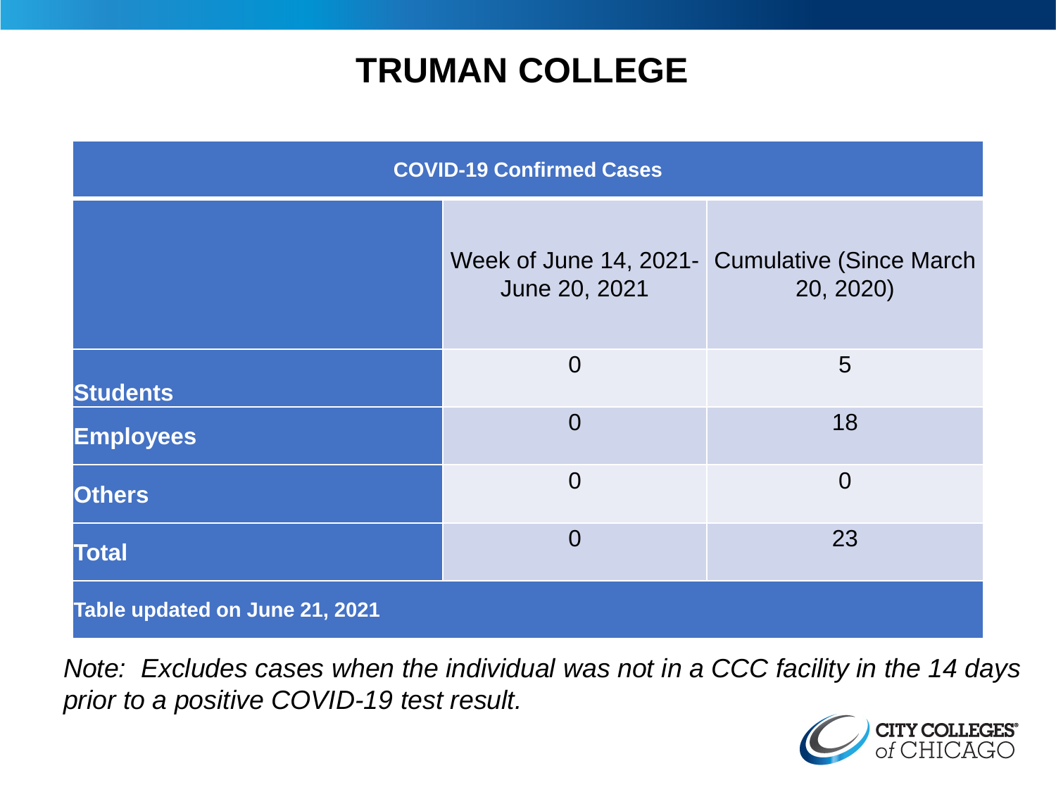# TRUMAN COLLEGE

| COVID-19 Confirmed Cases | | |
|---|---|---|
| | Week of June 14, 2021- June 20, 2021 | Cumulative (Since March 20, 2020) |
| **Students** | 0 | 5 |
| **Employees** | 0 | 18 |
| **Others** | 0 | 0 |
| **Total** | 0 | 23 |
| **Table updated on June 21, 2021** | | |

*Note: Excludes cases when the individual was not in a CCC facility in the 14 days prior to a positive COVID-19 test result.*

CITY COLLEGES of CHICAGO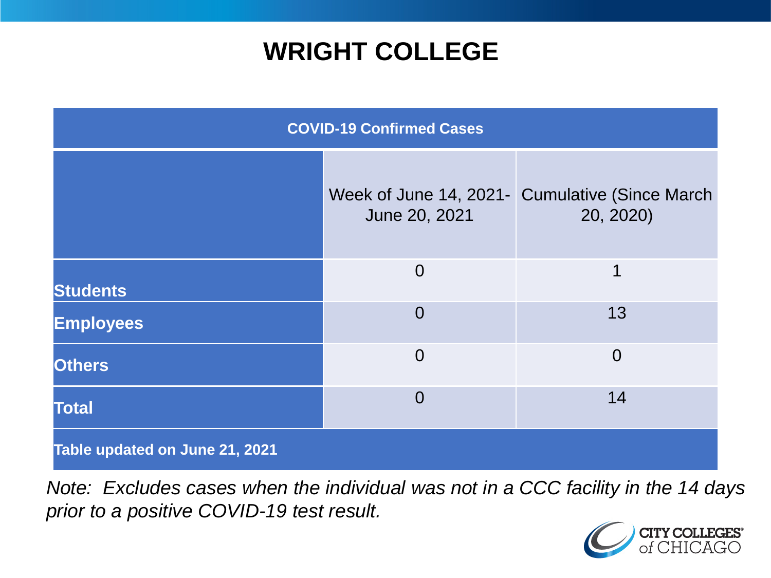# WRIGHT COLLEGE

| COVID-19 Confirmed Cases | | |
|---|---|---|
| | Week of June 14, 2021- June 20, 2021 | Cumulative (Since March 20, 2020) |
| **Students** | 0 | 1 |
| **Employees** | 0 | 13 |
| **Others** | 0 | 0 |
| **Total** | 0 | 14 |
| **Table updated on June 21, 2021** | | |

*Note: Excludes cases when the individual was not in a CCC facility in the 14 days prior to a positive COVID-19 test result.*

CITY COLLEGES of CHICAGO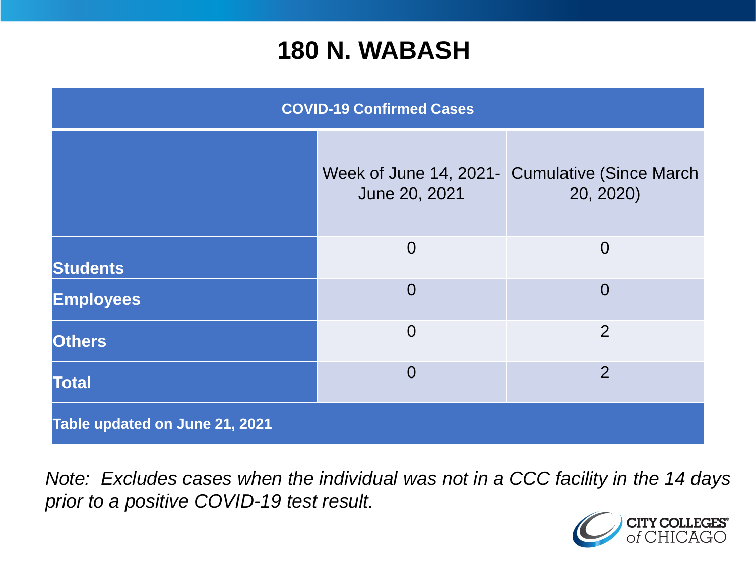# 180 N. WABASH

| COVID-19 Confirmed Cases | | |
|---|---|---|
| | Week of June 14, 2021- June 20, 2021 | Cumulative (Since March 20, 2020) |
| **Students** | 0 | 0 |
| **Employees** | 0 | 0 |
| **Others** | 0 | 2 |
| **Total** | 0 | 2 |
| **Table updated on June 21, 2021** | | |

*Note: Excludes cases when the individual was not in a CCC facility in the 14 days prior to a positive COVID-19 test result.*

CITY COLLEGES of CHICAGO